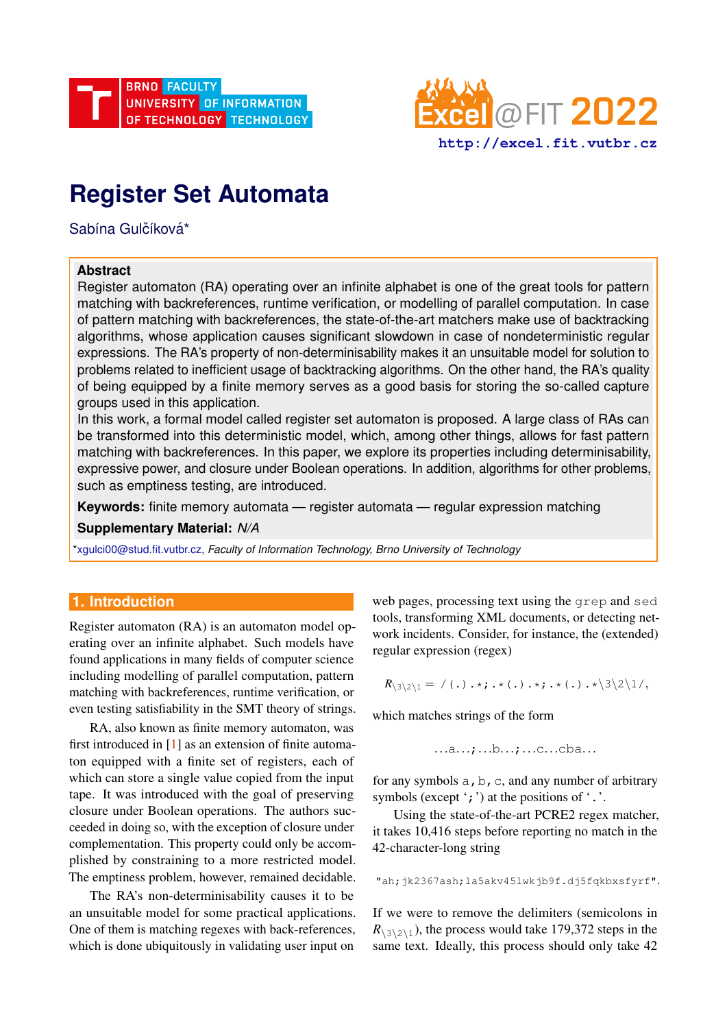# Register Set Automata

Sabína Gulčíková*

**Abstract**

Register automaton (RA) operating over an infinite alphabet is one of the great tools for pattern matching with backreferences, runtime verification, or modelling of parallel computation. In case of pattern matching with backreferences, the state-of-the-art matchers make use of backtracking algorithms, whose application causes significant slowdown in case of nondeterministic regular expressions. The RA's property of non-determinisability makes it an unsuitable model for solution to problems related to inefficient usage of backtracking algorithms. On the other hand, the RA's quality of being equipped by a finite memory serves as a good basis for storing the so-called capture groups used in this application.

In this work, a formal model called register set automaton is proposed. A large class of RAs can be transformed into this deterministic model, which, among other things, allows for fast pattern matching with backreferences. In this paper, we explore its properties including determinisability, expressive power, and closure under Boolean operations. In addition, algorithms for other problems, such as emptiness testing, are introduced.

**Keywords:** finite memory automata — register automata — regular expression matching

**Supplementary Material:** *N/A*

*xgulci00@stud.fit.vutbr.cz, *Faculty of Information Technology, Brno University of Technology*

## 1. Introduction

Register automaton (RA) is an automaton model operating over an infinite alphabet. Such models have found applications in many fields of computer science including modelling of parallel computation, pattern matching with backreferences, runtime verification, or even testing satisfiability in the SMT theory of strings.

RA, also known as finite memory automaton, was first introduced in [1] as an extension of finite automaton equipped with a finite set of registers, each of which can store a single value copied from the input tape. It was introduced with the goal of preserving closure under Boolean operations. The authors succeeded in doing so, with the exception of closure under complementation. This property could only be accomplished by constraining to a more restricted model. The emptiness problem, however, remained decidable.

The RA's non-determinisability causes it to be an unsuitable model for some practical applications. One of them is matching regexes with back-references, which is done ubiquitously in validating user input on web pages, processing text using the `grep` and `sed` tools, transforming XML documents, or detecting network incidents. Consider, for instance, the (extended) regular expression (regex)

$$R_{\backslash 3\backslash 2\backslash 1} = \texttt{/(.).*;.*(.).*;.*(.).*\textbackslash 3\textbackslash 2\textbackslash 1/},$$

which matches strings of the form

...a...;...b...;...c...cba...

for any symbols `a`, `b`, `c`, and any number of arbitrary symbols (except '`;`') at the positions of '`.`'.

Using the state-of-the-art PCRE2 regex matcher, it takes 10,416 steps before reporting no match in the 42-character-long string

`"ah;jk2367ash;la5akv45lwkjb9f.dj5fqkbxsfyrf"`.

If we were to remove the delimiters (semicolons in $R_{\backslash 3\backslash 2\backslash 1}$), the process would take 179,372 steps in the same text. Ideally, this process should only take 42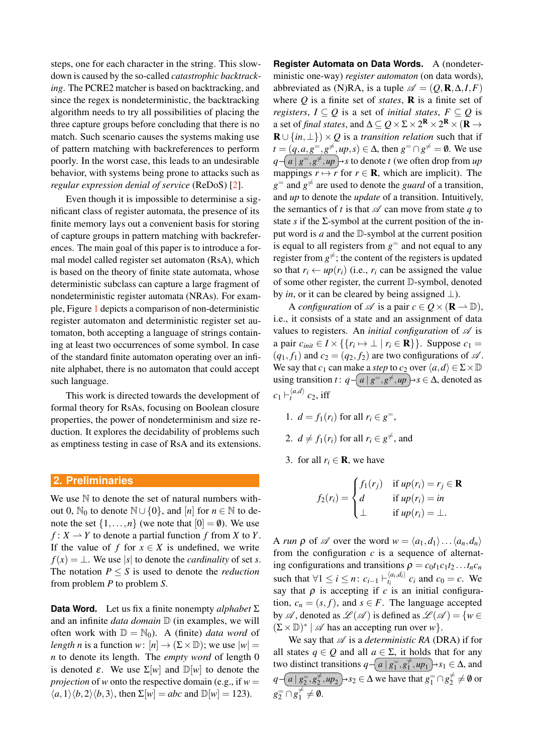steps, one for each character in the string. This slowdown is caused by the so-called *catastrophic backtracking*. The PCRE2 matcher is based on backtracking, and since the regex is nondeterministic, the backtracking algorithm needs to try all possibilities of placing the three capture groups before concluding that there is no match. Such scenario causes the systems making use of pattern matching with backreferences to perform poorly. In the worst case, this leads to an undesirable behavior, with systems being prone to attacks such as *regular expression denial of service* (ReDoS) [2].

Even though it is impossible to determinise a significant class of register automata, the presence of its finite memory lays out a convenient basis for storing of capture groups in pattern matching with backreferences. The main goal of this paper is to introduce a formal model called register set automaton (RsA), which is based on the theory of finite state automata, whose deterministic subclass can capture a large fragment of nondeterministic register automata (NRAs). For example, Figure 1 depicts a comparison of non-deterministic register automaton and deterministic register set automaton, both accepting a language of strings containing at least two occurrences of some symbol. In case of the standard finite automaton operating over an infinite alphabet, there is no automaton that could accept such language.

This work is directed towards the development of formal theory for RsAs, focusing on Boolean closure properties, the power of nondeterminism and size reduction. It explores the decidability of problems such as emptiness testing in case of RsA and its extensions.

## 2. Preliminaries

We use $\mathbb{N}$ to denote the set of natural numbers without 0, $\mathbb{N}_0$ to denote $\mathbb{N} \cup \{0\}$, and $[n]$ for $n \in \mathbb{N}$ to denote the set $\{1,\ldots,n\}$ (we note that $[0] = \emptyset$). We use $f\colon X \rightharpoonup Y$ to denote a partial function $f$ from $X$ to $Y$. If the value of $f$ for $x \in X$ is undefined, we write $f(x) = \bot$. We use $|s|$ to denote the *cardinality* of set $s$. The notation $P \leq S$ is used to denote the *reduction* from problem $P$ to problem $S$.

**Data Word.** Let us fix a finite nonempty *alphabet* $\Sigma$ and an infinite *data domain* $\mathbb{D}$ (in examples, we will often work with $\mathbb{D} = \mathbb{N}_0$). A (finite) *data word* of *length* $n$ is a function $w\colon [n] \to (\Sigma \times \mathbb{D})$; we use $|w| = n$ to denote its length. The *empty word* of length 0 is denoted $\varepsilon$. We use $\Sigma[w]$ and $\mathbb{D}[w]$ to denote the *projection* of $w$ onto the respective domain (e.g., if $w = \langle a,1\rangle\langle b,2\rangle\langle b,3\rangle$, then $\Sigma[w] = abc$ and $\mathbb{D}[w] = 123$).

**Register Automata on Data Words.** A (nondeterministic one-way) *register automaton* (on data words), abbreviated as (N)RA, is a tuple $\mathscr{A} = (Q, \mathbf{R}, \Delta, I, F)$ where $Q$ is a finite set of *states*, $\mathbf{R}$ is a finite set of *registers*, $I \subseteq Q$ is a set of *initial states*, $F \subseteq Q$ is a set of *final states*, and $\Delta \subseteq Q \times \Sigma \times 2^{\mathbf{R}} \times 2^{\mathbf{R}} \times (\mathbf{R} \to \mathbf{R} \cup \{in, \bot\}) \times Q$ is a *transition relation* such that if $t = (q, a, g^{=}, g^{\neq}, up, s) \in \Delta$, then $g^{=} \cap g^{\neq} = \emptyset$. We use $q \xrightarrow{a \mid g^{=}, g^{\neq}, up} s$ to denote $t$ (we often drop from $up$ mappings $r \mapsto r$ for $r \in \mathbf{R}$, which are implicit). The $g^{=}$ and $g^{\neq}$ are used to denote the *guard* of a transition, and *up* to denote the *update* of a transition. Intuitively, the semantics of $t$ is that $\mathscr{A}$ can move from state $q$ to state $s$ if the $\Sigma$-symbol at the current position of the input word is $a$ and the $\mathbb{D}$-symbol at the current position is equal to all registers from $g^{=}$ and not equal to any register from $g^{\neq}$; the content of the registers is updated so that $r_i \leftarrow up(r_i)$ (i.e., $r_i$ can be assigned the value of some other register, the current $\mathbb{D}$-symbol, denoted by *in*, or it can be cleared by being assigned $\bot$).

A *configuration* of $\mathscr{A}$ is a pair $c \in Q \times (\mathbf{R} \rightharpoonup \mathbb{D})$, i.e., it consists of a state and an assignment of data values to registers. An *initial configuration* of $\mathscr{A}$ is a pair $c_{init} \in I \times \{\{r_i \mapsto \bot \mid r_i \in \mathbf{R}\}\}$. Suppose $c_1 = (q_1, f_1)$ and $c_2 = (q_2, f_2)$ are two configurations of $\mathscr{A}$. We say that $c_1$ can make a *step* to $c_2$ over $\langle a,d\rangle \in \Sigma \times \mathbb{D}$ using transition $t\colon q \xrightarrow{a \mid g^{=}, g^{\neq}, up} s \in \Delta$, denoted as $c_1 \vdash_t^{\langle a,d\rangle} c_2$, iff

1. $d = f_1(r_i)$ for all $r_i \in g^{=}$,
2. $d \neq f_1(r_i)$ for all $r_i \in g^{\neq}$, and
3. for all $r_i \in \mathbf{R}$, we have

$$
f_2(r_i) = \begin{cases} f_1(r_j) & \text{if } up(r_i) = r_j \in \mathbf{R} \\ d & \text{if } up(r_i) = in \\ \bot & \text{if } up(r_i) = \bot. \end{cases}
$$

A *run* $\rho$ of $\mathscr{A}$ over the word $w = \langle a_1,d_1\rangle \ldots \langle a_n,d_n\rangle$ from the configuration $c$ is a sequence of alternating configurations and transitions $\rho = c_0 t_1 c_1 t_2 \ldots t_n c_n$ such that $\forall 1 \leq i \leq n\colon c_{i-1} \vdash_{t_i}^{\langle a_i,d_i\rangle} c_i$ and $c_0 = c$. We say that $\rho$ is accepting if $c$ is an initial configuration, $c_n = (s, f)$, and $s \in F$. The language accepted by $\mathscr{A}$, denoted as $\mathscr{L}(\mathscr{A})$ is defined as $\mathscr{L}(\mathscr{A}) = \{w \in (\Sigma \times \mathbb{D})^* \mid \mathscr{A}$ has an accepting run over $w\}$.

We say that $\mathscr{A}$ is a *deterministic RA* (DRA) if for all states $q \in Q$ and all $a \in \Sigma$, it holds that for any two distinct transitions $q \xrightarrow{a \mid g_1^{=}, g_1^{\neq}, up_1} s_1 \in \Delta$, and $q \xrightarrow{a \mid g_2^{=}, g_2^{\neq}, up_2} s_2 \in \Delta$ we have that $g_1^{=} \cap g_2^{\neq} \neq \emptyset$ or $g_2^{=} \cap g_1^{\neq} \neq \emptyset$.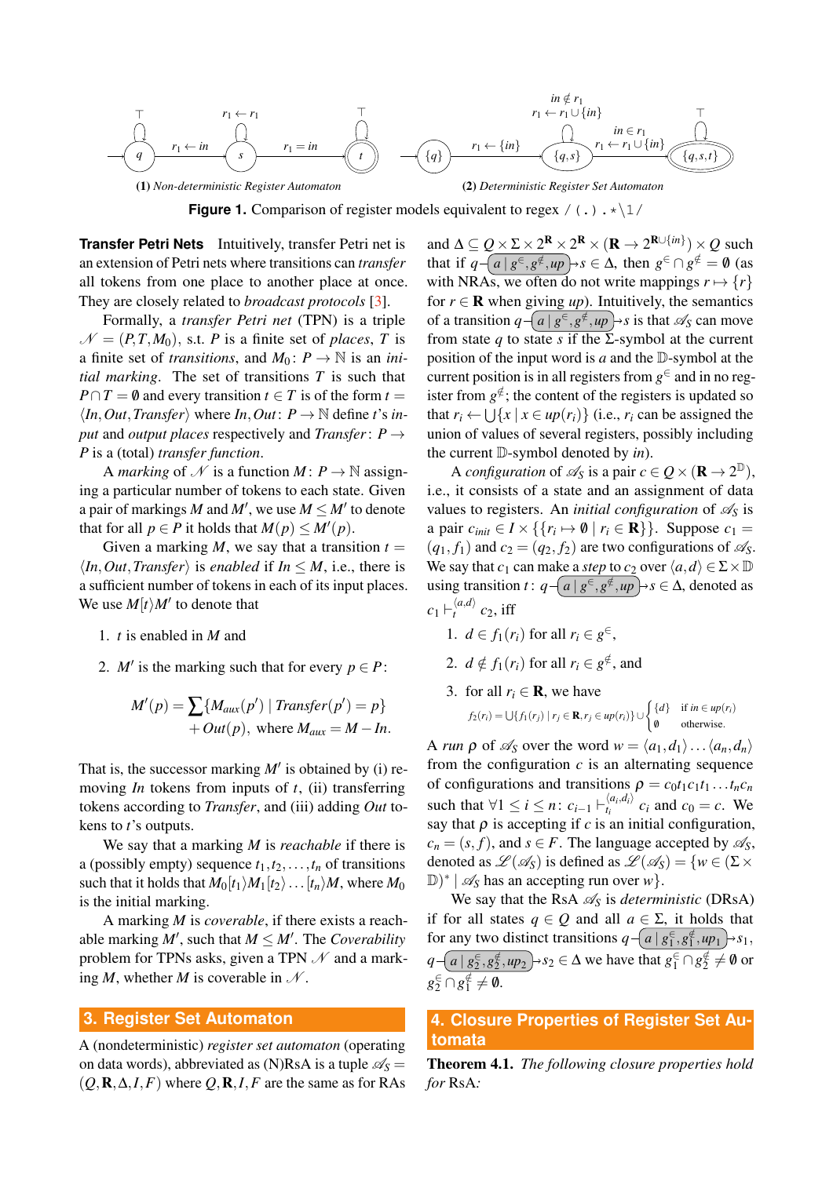**(1)** *Non-deterministic Register Automaton* **(2)** *Deterministic Register Set Automaton*

**Figure 1.** Comparison of register models equivalent to regex `/(.).*\1/`

**Transfer Petri Nets** Intuitively, transfer Petri net is an extension of Petri nets where transitions can *transfer* all tokens from one place to another place at once. They are closely related to *broadcast protocols* [3].

Formally, a *transfer Petri net* (TPN) is a triple $\mathcal{N} = (P, T, M_0)$, s.t. $P$ is a finite set of *places*, $T$ is a finite set of *transitions*, and $M_0 \colon P \to \mathbb{N}$ is an *initial marking*. The set of transitions $T$ is such that $P \cap T = \emptyset$ and every transition $t \in T$ is of the form $t = \langle In, Out, Transfer \rangle$ where $In, Out \colon P \to \mathbb{N}$ define $t$'s *input* and *output places* respectively and $Transfer \colon P \to P$ is a (total) *transfer function*.

A *marking* of $\mathcal{N}$ is a function $M \colon P \to \mathbb{N}$ assigning a particular number of tokens to each state. Given a pair of markings $M$ and $M'$, we use $M \leq M'$ to denote that for all $p \in P$ it holds that $M(p) \leq M'(p)$.

Given a marking $M$, we say that a transition $t = \langle In, Out, Transfer \rangle$ is *enabled* if $In \leq M$, i.e., there is a sufficient number of tokens in each of its input places. We use $M[t\rangle M'$ to denote that

1. $t$ is enabled in $M$ and
2. $M'$ is the marking such that for every $p \in P$:

$$M'(p) = \sum \{M_{aux}(p') \mid Transfer(p') = p\} + Out(p), \text{ where } M_{aux} = M - In.$$

That is, the successor marking $M'$ is obtained by (i) removing $In$ tokens from inputs of $t$, (ii) transferring tokens according to $Transfer$, and (iii) adding $Out$ tokens to $t$'s outputs.

We say that a marking $M$ is *reachable* if there is a (possibly empty) sequence $t_1, t_2, \ldots, t_n$ of transitions such that it holds that $M_0[t_1\rangle M_1[t_2\rangle \ldots [t_n\rangle M$, where $M_0$ is the initial marking.

A marking $M$ is *coverable*, if there exists a reachable marking $M'$, such that $M \leq M'$. The *Coverability* problem for TPNs asks, given a TPN $\mathcal{N}$ and a marking $M$, whether $M$ is coverable in $\mathcal{N}$.

## 3. Register Set Automaton

A (nondeterministic) *register set automaton* (operating on data words), abbreviated as (N)RsA is a tuple $\mathcal{A}_S = (Q, \mathbf{R}, \Delta, I, F)$ where $Q, \mathbf{R}, I, F$ are the same as for RAs and $\Delta \subseteq Q \times \Sigma \times 2^{\mathbf{R}} \times 2^{\mathbf{R}} \times (\mathbf{R} \to 2^{\mathbf{R} \cup \{in\}}) \times Q$ such that if $q \xrightarrow{a \mid g^{\in}, g^{\notin}, up} s \in \Delta$, then $g^{\in} \cap g^{\notin} = \emptyset$ (as with NRAs, we often do not write mappings $r \mapsto \{r\}$ for $r \in \mathbf{R}$ when giving $up$). Intuitively, the semantics of a transition $q \xrightarrow{a \mid g^{\in}, g^{\notin}, up} s$ is that $\mathcal{A}_S$ can move from state $q$ to state $s$ if the $\Sigma$-symbol at the current position of the input word is $a$ and the $\mathbb{D}$-symbol at the current position is in all registers from $g^{\in}$ and in no register from $g^{\notin}$; the content of the registers is updated so that $r_i \leftarrow \bigcup\{x \mid x \in up(r_i)\}$ (i.e., $r_i$ can be assigned the union of values of several registers, possibly including the current $\mathbb{D}$-symbol denoted by $in$).

A *configuration* of $\mathcal{A}_S$ is a pair $c \in Q \times (\mathbf{R} \to 2^{\mathbb{D}})$, i.e., it consists of a state and an assignment of data values to registers. An *initial configuration* of $\mathcal{A}_S$ is a pair $c_{init} \in I \times \{\{r_i \mapsto \emptyset \mid r_i \in \mathbf{R}\}\}$. Suppose $c_1 = (q_1, f_1)$ and $c_2 = (q_2, f_2)$ are two configurations of $\mathcal{A}_S$. We say that $c_1$ can make a *step* to $c_2$ over $\langle a, d \rangle \in \Sigma \times \mathbb{D}$ using transition $t \colon q \xrightarrow{a \mid g^{\in}, g^{\notin}, up} s \in \Delta$, denoted as $c_1 \vdash_t^{\langle a,d \rangle} c_2$, iff

1. $d \in f_1(r_i)$ for all $r_i \in g^{\in}$,
2. $d \notin f_1(r_i)$ for all $r_i \in g^{\notin}$, and
3. for all $r_i \in \mathbf{R}$, we have
$$f_2(r_i) = \bigcup\{f_1(r_j) \mid r_j \in \mathbf{R}, r_j \in up(r_i)\} \cup \begin{cases} \{d\} & \text{if } in \in up(r_i) \\ \emptyset & \text{otherwise.} \end{cases}$$

A *run* $\rho$ of $\mathcal{A}_S$ over the word $w = \langle a_1, d_1 \rangle \ldots \langle a_n, d_n \rangle$ from the configuration $c$ is an alternating sequence of configurations and transitions $\rho = c_0 t_1 c_1 t_1 \ldots t_n c_n$ such that $\forall 1 \leq i \leq n \colon c_{i-1} \vdash_{t_i}^{\langle a_i, d_i \rangle} c_i$ and $c_0 = c$. We say that $\rho$ is accepting if $c$ is an initial configuration, $c_n = (s, f)$, and $s \in F$. The language accepted by $\mathcal{A}_S$, denoted as $\mathcal{L}(\mathcal{A}_S)$ is defined as $\mathcal{L}(\mathcal{A}_S) = \{w \in (\Sigma \times \mathbb{D})^* \mid \mathcal{A}_S$ has an accepting run over $w\}$.

We say that the RsA $\mathcal{A}_S$ is *deterministic* (DRsA) if for all states $q \in Q$ and all $a \in \Sigma$, it holds that for any two distinct transitions $q \xrightarrow{a \mid g_1^{\in}, g_1^{\notin}, up_1} s_1$, $q \xrightarrow{a \mid g_2^{\in}, g_2^{\notin}, up_2} s_2 \in \Delta$ we have that $g_1^{\in} \cap g_2^{\notin} \neq \emptyset$ or $g_2^{\in} \cap g_1^{\notin} \neq \emptyset$.

## 4. Closure Properties of Register Set Automata

**Theorem 4.1.** *The following closure properties hold for RsA:*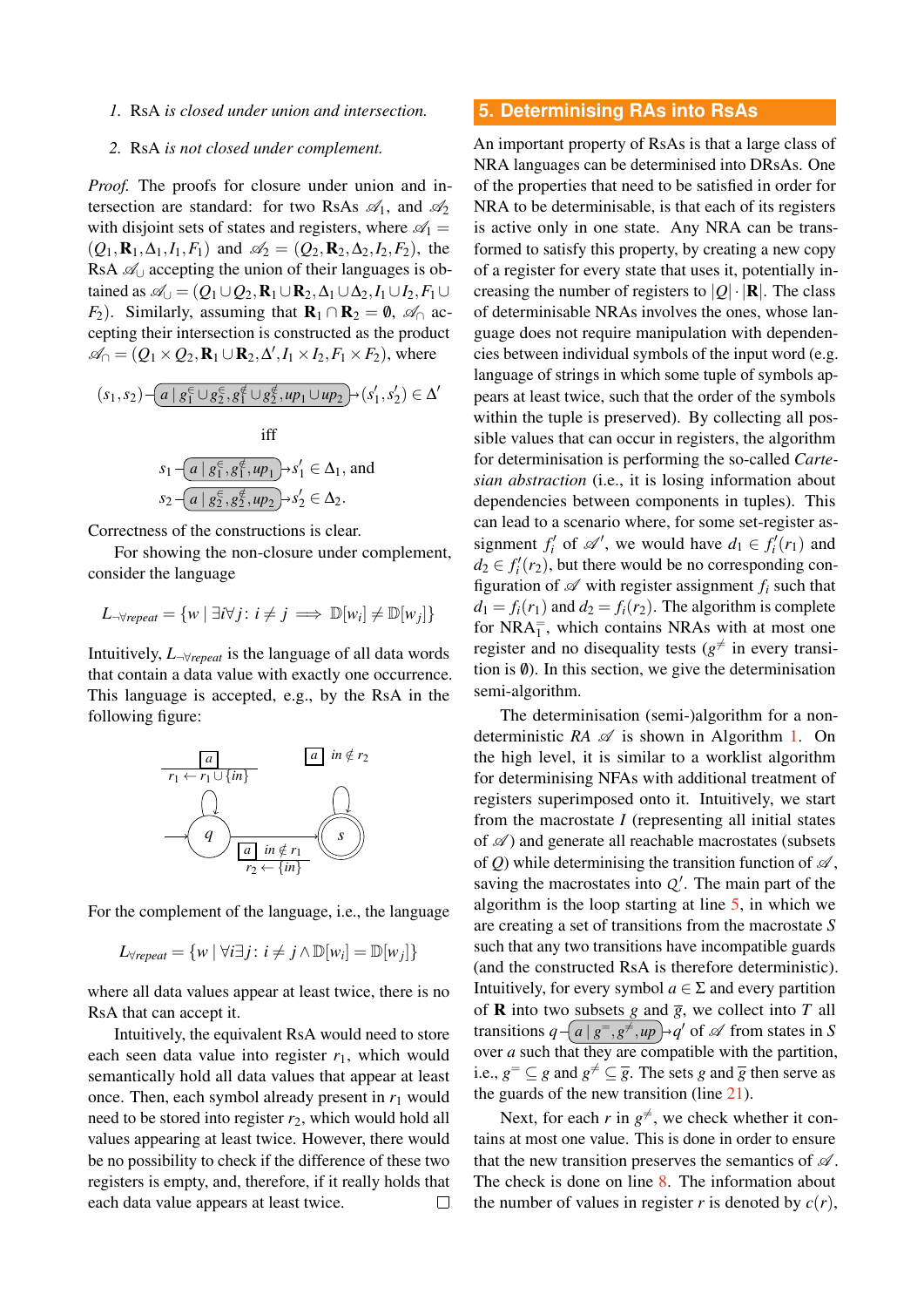1. RsA *is closed under union and intersection.*

2. RsA *is not closed under complement.*

*Proof.* The proofs for closure under union and intersection are standard: for two RsAs $\mathscr{A}_1$, and $\mathscr{A}_2$ with disjoint sets of states and registers, where $\mathscr{A}_1 = (Q_1, \mathbf{R}_1, \Delta_1, I_1, F_1)$ and $\mathscr{A}_2 = (Q_2, \mathbf{R}_2, \Delta_2, I_2, F_2)$, the RsA $\mathscr{A}_\cup$ accepting the union of their languages is obtained as $\mathscr{A}_\cup = (Q_1 \cup Q_2, \mathbf{R}_1 \cup \mathbf{R}_2, \Delta_1 \cup \Delta_2, I_1 \cup I_2, F_1 \cup F_2)$. Similarly, assuming that $\mathbf{R}_1 \cap \mathbf{R}_2 = \emptyset$, $\mathscr{A}_\cap$ accepting their intersection is constructed as the product $\mathscr{A}_\cap = (Q_1 \times Q_2, \mathbf{R}_1 \cup \mathbf{R}_2, \Delta', I_1 \times I_2, F_1 \times F_2)$, where

$$(s_1, s_2) \xrightarrow{a \mid g_1^\in \cup g_2^\in, g_1^\notin \cup g_2^\notin, up_1 \cup up_2} (s_1', s_2') \in \Delta'$$

iff

$$s_1 \xrightarrow{a \mid g_1^\in, g_1^\notin, up_1} s_1' \in \Delta_1, \text{ and}$$
$$s_2 \xrightarrow{a \mid g_2^\in, g_2^\notin, up_2} s_2' \in \Delta_2.$$

Correctness of the constructions is clear.

For showing the non-closure under complement, consider the language

$$L_{\neg\forall repeat} = \{w \mid \exists i \forall j \colon i \neq j \implies \mathbb{D}[w_i] \neq \mathbb{D}[w_j]\}$$

Intuitively, $L_{\neg\forall repeat}$ is the language of all data words that contain a data value with exactly one occurrence. This language is accepted, e.g., by the RsA in the following figure:

[Figure: RsA with initial state $q$ having a self-loop labelled $a$, $r_1 \leftarrow r_1 \cup \{in\}$; a transition from $q$ to accepting state $s$ labelled $a$, $in \notin r_1$, $r_2 \leftarrow \{in\}$; and a self-loop on $s$ labelled $a$, $in \notin r_2$.]

For the complement of the language, i.e., the language

$$L_{\forall repeat} = \{w \mid \forall i \exists j \colon i \neq j \wedge \mathbb{D}[w_i] = \mathbb{D}[w_j]\}$$

where all data values appear at least twice, there is no RsA that can accept it.

Intuitively, the equivalent RsA would need to store each seen data value into register $r_1$, which would semantically hold all data values that appear at least once. Then, each symbol already present in $r_1$ would need to be stored into register $r_2$, which would hold all values appearing at least twice. However, there would be no possibility to check if the difference of these two registers is empty, and, therefore, if it really holds that each data value appears at least twice. □

## 5. Determinising RAs into RsAs

An important property of RsAs is that a large class of NRA languages can be determinised into DRsAs. One of the properties that need to be satisfied in order for NRA to be determinisable, is that each of its registers is active only in one state. Any NRA can be transformed to satisfy this property, by creating a new copy of a register for every state that uses it, potentially increasing the number of registers to $|Q| \cdot |\mathbf{R}|$. The class of determinisable NRAs involves the ones, whose language does not require manipulation with dependencies between individual symbols of the input word (e.g. language of strings in which some tuple of symbols appears at least twice, such that the order of the symbols within the tuple is preserved). By collecting all possible values that can occur in registers, the algorithm for determinisation is performing the so-called *Cartesian abstraction* (i.e., it is losing information about dependencies between components in tuples). This can lead to a scenario where, for some set-register assignment $f_i'$ of $\mathscr{A}'$, we would have $d_1 \in f_i'(r_1)$ and $d_2 \in f_i'(r_2)$, but there would be no corresponding configuration of $\mathscr{A}$ with register assignment $f_i$ such that $d_1 = f_i(r_1)$ and $d_2 = f_i(r_2)$. The algorithm is complete for $\text{NRA}_1^=$, which contains NRAs with at most one register and no disequality tests ($g^{\neq}$ in every transition is $\emptyset$). In this section, we give the determinisation semi-algorithm.

The determinisation (semi-)algorithm for a nondeterministic *RA* $\mathscr{A}$ is shown in Algorithm 1. On the high level, it is similar to a worklist algorithm for determinising NFAs with additional treatment of registers superimposed onto it. Intuitively, we start from the macrostate $I$ (representing all initial states of $\mathscr{A}$) and generate all reachable macrostates (subsets of $Q$) while determinising the transition function of $\mathscr{A}$, saving the macrostates into $Q'$. The main part of the algorithm is the loop starting at line 5, in which we are creating a set of transitions from the macrostate $S$ such that any two transitions have incompatible guards (and the constructed RsA is therefore deterministic). Intuitively, for every symbol $a \in \Sigma$ and every partition of $\mathbf{R}$ into two subsets $g$ and $\overline{g}$, we collect into $T$ all transitions $q \xrightarrow{a \mid g^=, g^{\neq}, up} q'$ of $\mathscr{A}$ from states in $S$ over $a$ such that they are compatible with the partition, i.e., $g^= \subseteq g$ and $g^{\neq} \subseteq \overline{g}$. The sets $g$ and $\overline{g}$ then serve as the guards of the new transition (line 21).

Next, for each $r$ in $g^{\neq}$, we check whether it contains at most one value. This is done in order to ensure that the new transition preserves the semantics of $\mathscr{A}$. The check is done on line 8. The information about the number of values in register $r$ is denoted by $c(r)$,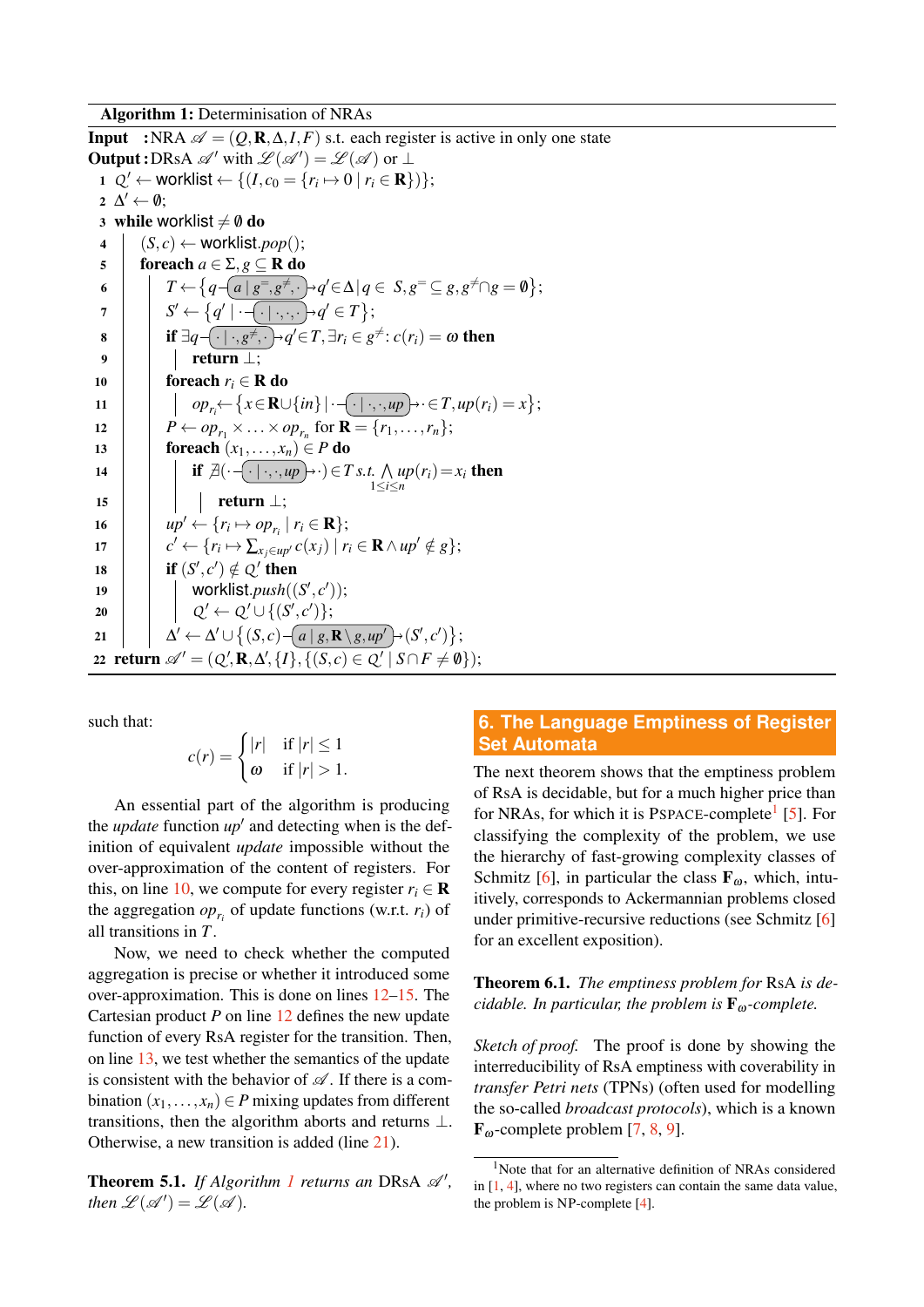**Algorithm 1:** Determinisation of NRAs

```
Input   : NRA 𝒜 = (Q, R, Δ, I, F) s.t. each register is active in only one state
Output  : DRsA 𝒜' with ℒ(𝒜') = ℒ(𝒜) or ⊥
1  Q' ← worklist ← {(I, c_0 = {r_i ↦ 0 | r_i ∈ R})};
2  Δ' ← ∅;
3  while worklist ≠ ∅ do
4      (S, c) ← worklist.pop();
5      foreach a ∈ Σ, g ⊆ R do
6          T ← {q –(a | g^=, g^≠, ·)→ q' ∈ Δ | q ∈ S, g^= ⊆ g, g^≠ ∩ g = ∅};
7          S' ← {q' | · –(· | ·, ·, ·)→ q' ∈ T};
8          if ∃q –(· | ·, g^≠, ·)→ q' ∈ T, ∃r_i ∈ g^≠ : c(r_i) = ω then
9              return ⊥;
10         foreach r_i ∈ R do
11             op_{r_i} ← {x ∈ R ∪ {in} | · –(· | ·, ·, up)→ · ∈ T, up(r_i) = x};
12         P ← op_{r_1} × ... × op_{r_n} for R = {r_1, ..., r_n};
13         foreach (x_1, ..., x_n) ∈ P do
14             if ∄(· –(· | ·, ·, up)→ ·) ∈ T s.t. ⋀_{1≤i≤n} up(r_i) = x_i then
15                 return ⊥;
16         up' ← {r_i ↦ op_{r_i} | r_i ∈ R};
17         c' ← {r_i ↦ Σ_{x_j ∈ up'} c(x_j) | r_i ∈ R ∧ up' ∉ g};
18         if (S', c') ∉ Q' then
19             worklist.push((S', c'));
20             Q' ← Q' ∪ {(S', c')};
21         Δ' ← Δ' ∪ {(S, c) –(a | g, R \ g, up')→ (S', c')};
22 return 𝒜' = (Q', R, Δ', {I}, {(S, c) ∈ Q' | S ∩ F ≠ ∅});
```

such that:

$$c(r) = \begin{cases} |r| & \text{if } |r| \leq 1 \\ \omega & \text{if } |r| > 1. \end{cases}$$

An essential part of the algorithm is producing the *update* function $up'$ and detecting when is the definition of equivalent *update* impossible without the over-approximation of the content of registers. For this, on line 10, we compute for every register $r_i \in \mathbf{R}$ the aggregation $op_{r_i}$ of update functions (w.r.t. $r_i$) of all transitions in $T$.

Now, we need to check whether the computed aggregation is precise or whether it introduced some over-approximation. This is done on lines 12–15. The Cartesian product $P$ on line 12 defines the new update function of every RsA register for the transition. Then, on line 13, we test whether the semantics of the update is consistent with the behavior of $\mathscr{A}$. If there is a combination $(x_1,\ldots,x_n) \in P$ mixing updates from different transitions, then the algorithm aborts and returns $\bot$. Otherwise, a new transition is added (line 21).

**Theorem 5.1.** *If Algorithm 1 returns an* DRsA $\mathscr{A}'$*, then* $\mathscr{L}(\mathscr{A}') = \mathscr{L}(\mathscr{A})$.

## 6. The Language Emptiness of Register Set Automata

The next theorem shows that the emptiness problem of RsA is decidable, but for a much higher price than for NRAs, for which it is PSPACE-complete[1] [5]. For classifying the complexity of the problem, we use the hierarchy of fast-growing complexity classes of Schmitz [6], in particular the class $\mathbf{F}_\omega$, which, intuitively, corresponds to Ackermannian problems closed under primitive-recursive reductions (see Schmitz [6] for an excellent exposition).

**Theorem 6.1.** *The emptiness problem for* RsA *is decidable. In particular, the problem is* $\mathbf{F}_\omega$*-complete.*

*Sketch of proof.* The proof is done by showing the interreducibility of RsA emptiness with coverability in *transfer Petri nets* (TPNs) (often used for modelling the so-called *broadcast protocols*), which is a known $\mathbf{F}_\omega$-complete problem [7, 8, 9].

[1] Note that for an alternative definition of NRAs considered in [1, 4], where no two registers can contain the same data value, the problem is NP-complete [4].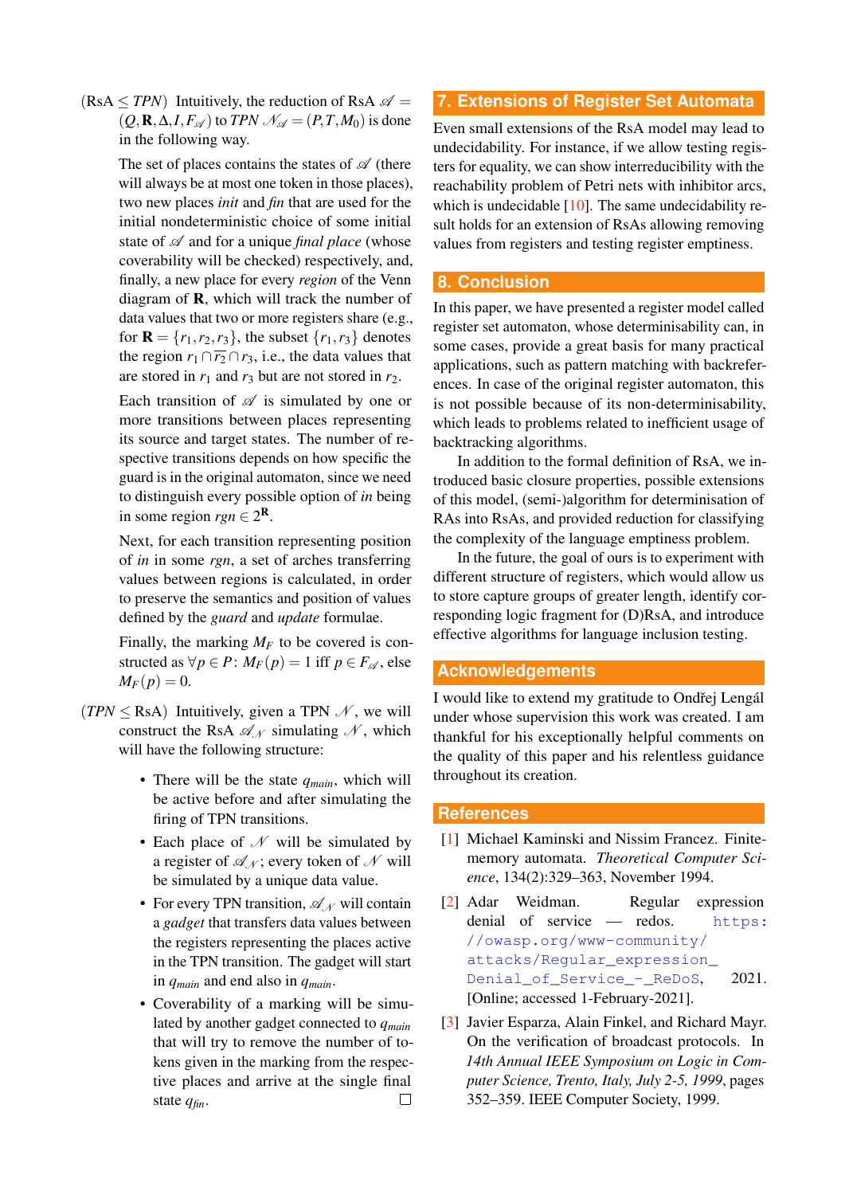($\text{RsA} \leq \textit{TPN}$) Intuitively, the reduction of RsA $\mathscr{A} = (Q, \mathbf{R}, \Delta, I, F_{\mathscr{A}})$ to *TPN* $\mathscr{N}_{\mathscr{A}} = (P, T, M_0)$ is done in the following way.

The set of places contains the states of $\mathscr{A}$ (there will always be at most one token in those places), two new places *init* and *fin* that are used for the initial nondeterministic choice of some initial state of $\mathscr{A}$ and for a unique *final place* (whose coverability will be checked) respectively, and, finally, a new place for every *region* of the Venn diagram of $\mathbf{R}$, which will track the number of data values that two or more registers share (e.g., for $\mathbf{R} = \{r_1, r_2, r_3\}$, the subset $\{r_1, r_3\}$ denotes the region $r_1 \cap \overline{r_2} \cap r_3$, i.e., the data values that are stored in $r_1$ and $r_3$ but are not stored in $r_2$.

Each transition of $\mathscr{A}$ is simulated by one or more transitions between places representing its source and target states. The number of respective transitions depends on how specific the guard is in the original automaton, since we need to distinguish every possible option of *in* being in some region $rgn \in 2^{\mathbf{R}}$.

Next, for each transition representing position of *in* in some *rgn*, a set of arches transferring values between regions is calculated, in order to preserve the semantics and position of values defined by the *guard* and *update* formulae.

Finally, the marking $M_F$ to be covered is constructed as $\forall p \in P \colon M_F(p) = 1$ iff $p \in F_{\mathscr{A}}$, else $M_F(p) = 0$.

($\textit{TPN} \leq \text{RsA}$) Intuitively, given a TPN $\mathscr{N}$, we will construct the RsA $\mathscr{A}_{\mathscr{N}}$ simulating $\mathscr{N}$, which will have the following structure:

- There will be the state $q_{main}$, which will be active before and after simulating the firing of TPN transitions.
- Each place of $\mathscr{N}$ will be simulated by a register of $\mathscr{A}_{\mathscr{N}}$; every token of $\mathscr{N}$ will be simulated by a unique data value.
- For every TPN transition, $\mathscr{A}_{\mathscr{N}}$ will contain a *gadget* that transfers data values between the registers representing the places active in the TPN transition. The gadget will start in $q_{main}$ and end also in $q_{main}$.
- Coverability of a marking will be simulated by another gadget connected to $q_{main}$ that will try to remove the number of tokens given in the marking from the respective places and arrive at the single final state $q_{fin}$. □

## 7. Extensions of Register Set Automata

Even small extensions of the RsA model may lead to undecidability. For instance, if we allow testing registers for equality, we can show interreducibility with the reachability problem of Petri nets with inhibitor arcs, which is undecidable [10]. The same undecidability result holds for an extension of RsAs allowing removing values from registers and testing register emptiness.

## 8. Conclusion

In this paper, we have presented a register model called register set automaton, whose determinisability can, in some cases, provide a great basis for many practical applications, such as pattern matching with backreferences. In case of the original register automaton, this is not possible because of its non-determinisability, which leads to problems related to inefficient usage of backtracking algorithms.

In addition to the formal definition of RsA, we introduced basic closure properties, possible extensions of this model, (semi-)algorithm for determinisation of RAs into RsAs, and provided reduction for classifying the complexity of the language emptiness problem.

In the future, the goal of ours is to experiment with different structure of registers, which would allow us to store capture groups of greater length, identify corresponding logic fragment for (D)RsA, and introduce effective algorithms for language inclusion testing.

## Acknowledgements

I would like to extend my gratitude to Ondřej Lengál under whose supervision this work was created. I am thankful for his exceptionally helpful comments on the quality of this paper and his relentless guidance throughout its creation.

## References

[1] Michael Kaminski and Nissim Francez. Finite-memory automata. *Theoretical Computer Science*, 134(2):329–363, November 1994.

[2] Adar Weidman. Regular expression denial of service — redos. https://owasp.org/www-community/attacks/Regular_expression_Denial_of_Service_-_ReDoS, 2021. [Online; accessed 1-February-2021].

[3] Javier Esparza, Alain Finkel, and Richard Mayr. On the verification of broadcast protocols. In *14th Annual IEEE Symposium on Logic in Computer Science, Trento, Italy, July 2-5, 1999*, pages 352–359. IEEE Computer Society, 1999.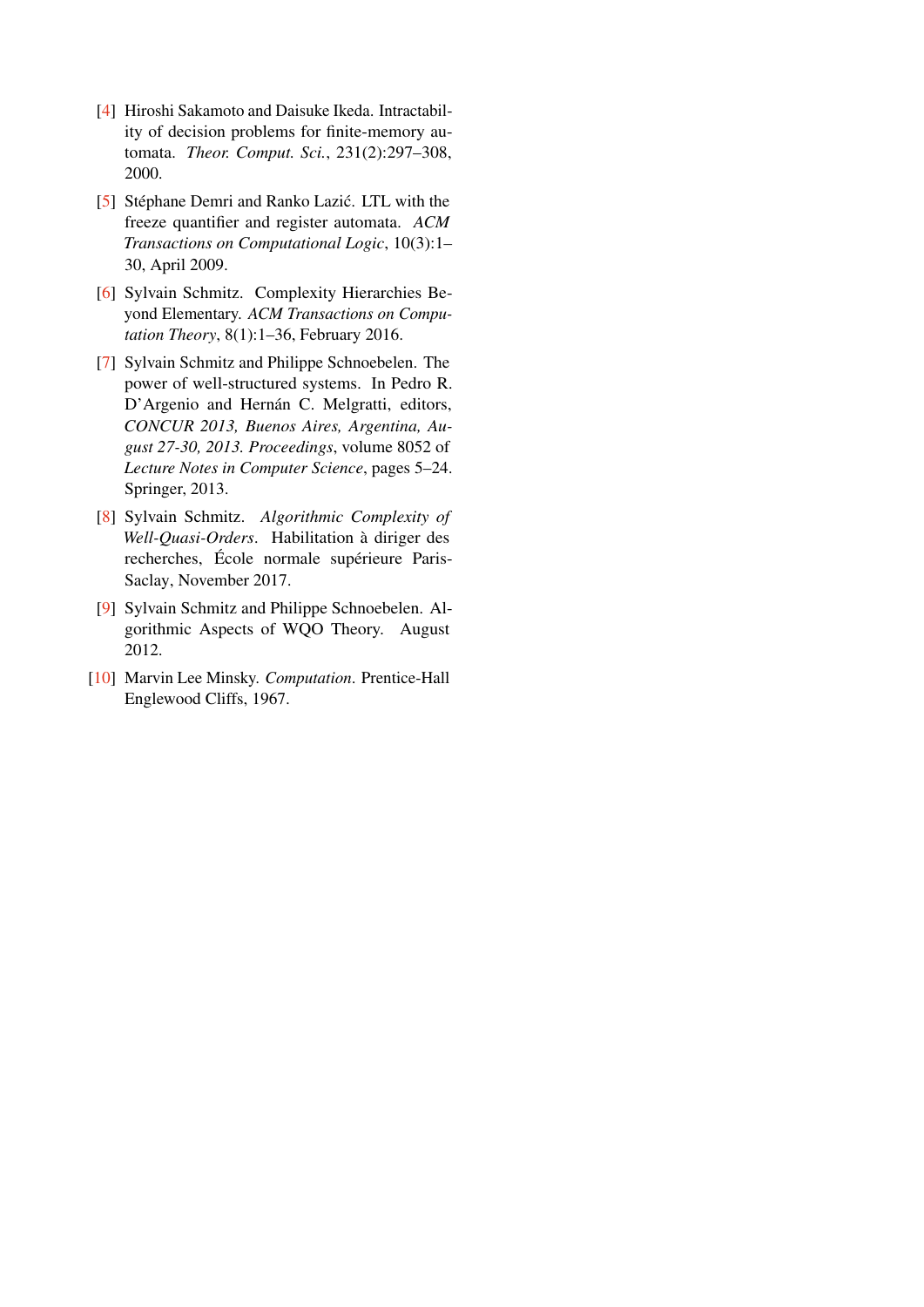[4] Hiroshi Sakamoto and Daisuke Ikeda. Intractability of decision problems for finite-memory automata. *Theor. Comput. Sci.*, 231(2):297–308, 2000.

[5] Stéphane Demri and Ranko Lazić. LTL with the freeze quantifier and register automata. *ACM Transactions on Computational Logic*, 10(3):1–30, April 2009.

[6] Sylvain Schmitz. Complexity Hierarchies Beyond Elementary. *ACM Transactions on Computation Theory*, 8(1):1–36, February 2016.

[7] Sylvain Schmitz and Philippe Schnoebelen. The power of well-structured systems. In Pedro R. D'Argenio and Hernán C. Melgratti, editors, *CONCUR 2013, Buenos Aires, Argentina, August 27-30, 2013. Proceedings*, volume 8052 of *Lecture Notes in Computer Science*, pages 5–24. Springer, 2013.

[8] Sylvain Schmitz. *Algorithmic Complexity of Well-Quasi-Orders*. Habilitation à diriger des recherches, École normale supérieure Paris-Saclay, November 2017.

[9] Sylvain Schmitz and Philippe Schnoebelen. Algorithmic Aspects of WQO Theory. August 2012.

[10] Marvin Lee Minsky. *Computation*. Prentice-Hall Englewood Cliffs, 1967.